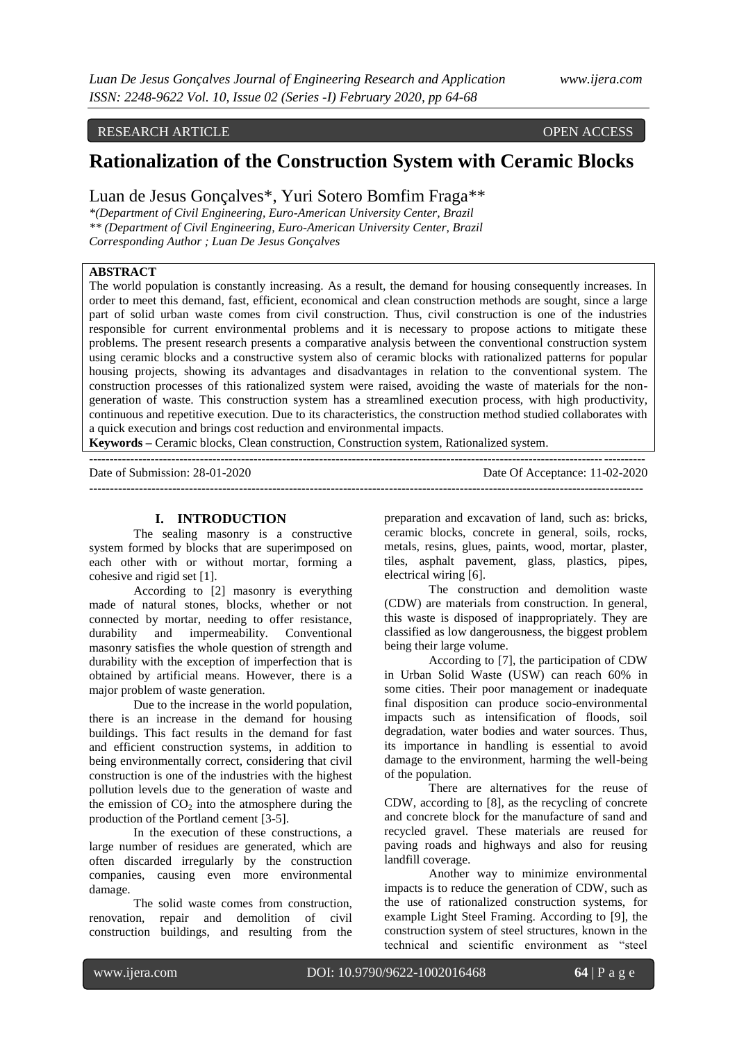RESEARCH ARTICLE OPEN ACCESS

# Rationalization of the Construction System with Ceramic Blocks

Luan de Jesus Gonçalves*, Yuri Sotero Bomfim Fraga**

*(Department of Civil Engineering, Euro-American University Center, Brazil
** (Department of Civil Engineering, Euro-American University Center, Brazil
Corresponding Author ; Luan De Jesus Gonçalves

**ABSTRACT**

The world population is constantly increasing. As a result, the demand for housing consequently increases. In order to meet this demand, fast, efficient, economical and clean construction methods are sought, since a large part of solid urban waste comes from civil construction. Thus, civil construction is one of the industries responsible for current environmental problems and it is necessary to propose actions to mitigate these problems. The present research presents a comparative analysis between the conventional construction system using ceramic blocks and a constructive system also of ceramic blocks with rationalized patterns for popular housing projects, showing its advantages and disadvantages in relation to the conventional system. The construction processes of this rationalized system were raised, avoiding the waste of materials for the non-generation of waste. This construction system has a streamlined execution process, with high productivity, continuous and repetitive execution. Due to its characteristics, the construction method studied collaborates with a quick execution and brings cost reduction and environmental impacts.

**Keywords –** Ceramic blocks, Clean construction, Construction system, Rationalized system.

Date of Submission: 28-01-2020 Date Of Acceptance: 11-02-2020

## I. INTRODUCTION

The sealing masonry is a constructive system formed by blocks that are superimposed on each other with or without mortar, forming a cohesive and rigid set [1].

According to [2] masonry is everything made of natural stones, blocks, whether or not connected by mortar, needing to offer resistance, durability and impermeability. Conventional masonry satisfies the whole question of strength and durability with the exception of imperfection that is obtained by artificial means. However, there is a major problem of waste generation.

Due to the increase in the world population, there is an increase in the demand for housing buildings. This fact results in the demand for fast and efficient construction systems, in addition to being environmentally correct, considering that civil construction is one of the industries with the highest pollution levels due to the generation of waste and the emission of $CO_2$ into the atmosphere during the production of the Portland cement [3-5].

In the execution of these constructions, a large number of residues are generated, which are often discarded irregularly by the construction companies, causing even more environmental damage.

The solid waste comes from construction, renovation, repair and demolition of civil construction buildings, and resulting from the preparation and excavation of land, such as: bricks, ceramic blocks, concrete in general, soils, rocks, metals, resins, glues, paints, wood, mortar, plaster, tiles, asphalt pavement, glass, plastics, pipes, electrical wiring [6].

The construction and demolition waste (CDW) are materials from construction. In general, this waste is disposed of inappropriately. They are classified as low dangerousness, the biggest problem being their large volume.

According to [7], the participation of CDW in Urban Solid Waste (USW) can reach 60% in some cities. Their poor management or inadequate final disposition can produce socio-environmental impacts such as intensification of floods, soil degradation, water bodies and water sources. Thus, its importance in handling is essential to avoid damage to the environment, harming the well-being of the population.

There are alternatives for the reuse of CDW, according to [8], as the recycling of concrete and concrete block for the manufacture of sand and recycled gravel. These materials are reused for paving roads and highways and also for reusing landfill coverage.

Another way to minimize environmental impacts is to reduce the generation of CDW, such as the use of rationalized construction systems, for example Light Steel Framing. According to [9], the construction system of steel structures, known in the technical and scientific environment as "steel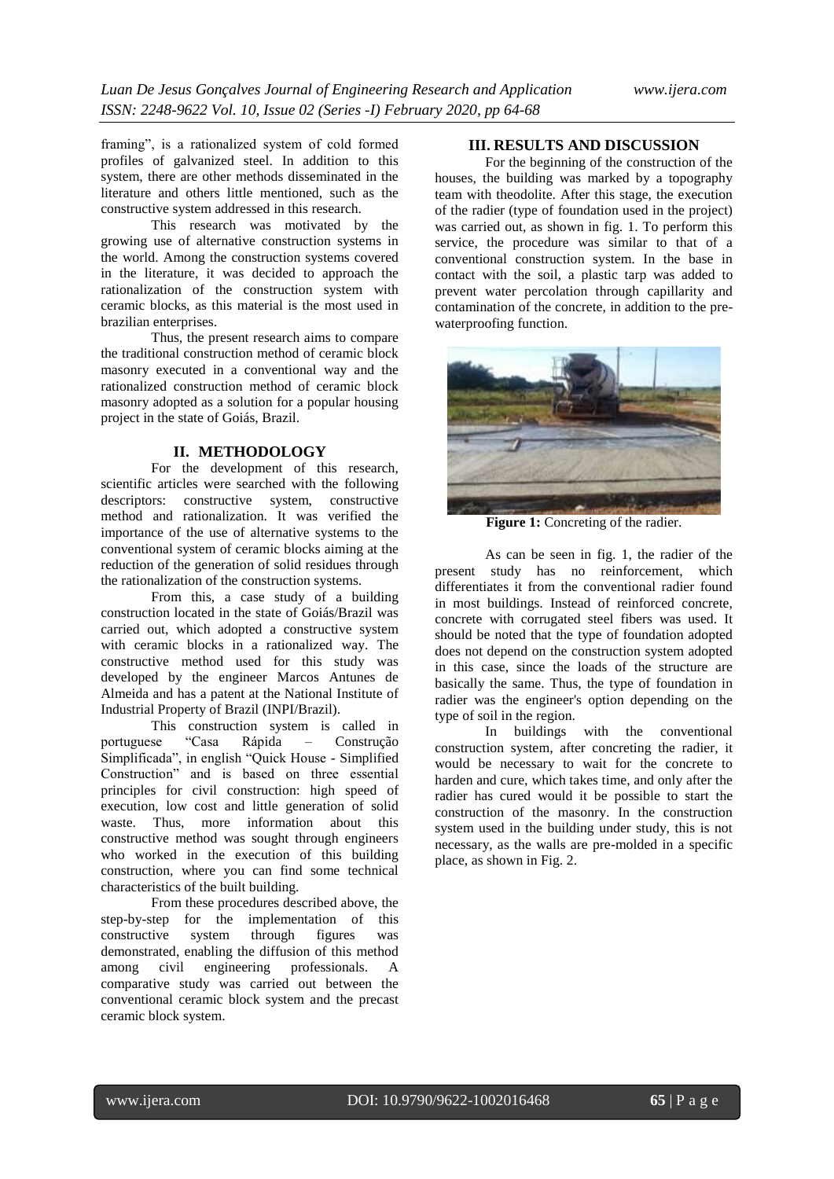framing", is a rationalized system of cold formed profiles of galvanized steel. In addition to this system, there are other methods disseminated in the literature and others little mentioned, such as the constructive system addressed in this research.

This research was motivated by the growing use of alternative construction systems in the world. Among the construction systems covered in the literature, it was decided to approach the rationalization of the construction system with ceramic blocks, as this material is the most used in brazilian enterprises.

Thus, the present research aims to compare the traditional construction method of ceramic block masonry executed in a conventional way and the rationalized construction method of ceramic block masonry adopted as a solution for a popular housing project in the state of Goiás, Brazil.

## II. METHODOLOGY

For the development of this research, scientific articles were searched with the following descriptors: constructive system, constructive method and rationalization. It was verified the importance of the use of alternative systems to the conventional system of ceramic blocks aiming at the reduction of the generation of solid residues through the rationalization of the construction systems.

From this, a case study of a building construction located in the state of Goiás/Brazil was carried out, which adopted a constructive system with ceramic blocks in a rationalized way. The constructive method used for this study was developed by the engineer Marcos Antunes de Almeida and has a patent at the National Institute of Industrial Property of Brazil (INPI/Brazil).

This construction system is called in portuguese "Casa Rápida – Construção Simplificada", in english "Quick House - Simplified Construction" and is based on three essential principles for civil construction: high speed of execution, low cost and little generation of solid waste. Thus, more information about this constructive method was sought through engineers who worked in the execution of this building construction, where you can find some technical characteristics of the built building.

From these procedures described above, the step-by-step for the implementation of this constructive system through figures was demonstrated, enabling the diffusion of this method among civil engineering professionals. A comparative study was carried out between the conventional ceramic block system and the precast ceramic block system.

## III. RESULTS AND DISCUSSION

For the beginning of the construction of the houses, the building was marked by a topography team with theodolite. After this stage, the execution of the radier (type of foundation used in the project) was carried out, as shown in fig. 1. To perform this service, the procedure was similar to that of a conventional construction system. In the base in contact with the soil, a plastic tarp was added to prevent water percolation through capillarity and contamination of the concrete, in addition to the pre-waterproofing function.

**Figure 1:** Concreting of the radier.

As can be seen in fig. 1, the radier of the present study has no reinforcement, which differentiates it from the conventional radier found in most buildings. Instead of reinforced concrete, concrete with corrugated steel fibers was used. It should be noted that the type of foundation adopted does not depend on the construction system adopted in this case, since the loads of the structure are basically the same. Thus, the type of foundation in radier was the engineer's option depending on the type of soil in the region.

In buildings with the conventional construction system, after concreting the radier, it would be necessary to wait for the concrete to harden and cure, which takes time, and only after the radier has cured would it be possible to start the construction of the masonry. In the construction system used in the building under study, this is not necessary, as the walls are pre-molded in a specific place, as shown in Fig. 2.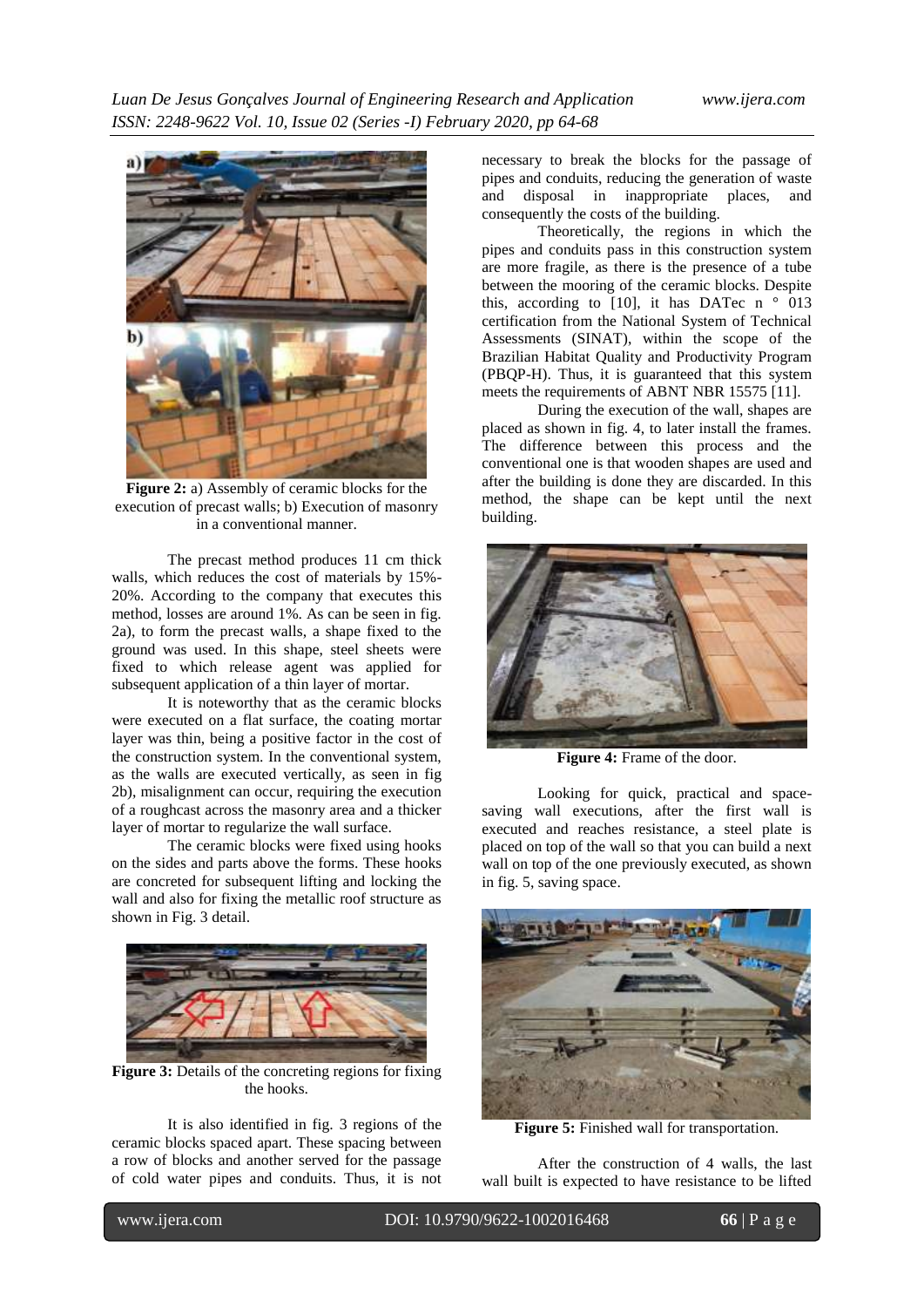**Figure 2:** a) Assembly of ceramic blocks for the execution of precast walls; b) Execution of masonry in a conventional manner.

The precast method produces 11 cm thick walls, which reduces the cost of materials by 15%-20%. According to the company that executes this method, losses are around 1%. As can be seen in fig. 2a), to form the precast walls, a shape fixed to the ground was used. In this shape, steel sheets were fixed to which release agent was applied for subsequent application of a thin layer of mortar.

It is noteworthy that as the ceramic blocks were executed on a flat surface, the coating mortar layer was thin, being a positive factor in the cost of the construction system. In the conventional system, as the walls are executed vertically, as seen in fig 2b), misalignment can occur, requiring the execution of a roughcast across the masonry area and a thicker layer of mortar to regularize the wall surface.

The ceramic blocks were fixed using hooks on the sides and parts above the forms. These hooks are concreted for subsequent lifting and locking the wall and also for fixing the metallic roof structure as shown in Fig. 3 detail.

**Figure 3:** Details of the concreting regions for fixing the hooks.

It is also identified in fig. 3 regions of the ceramic blocks spaced apart. These spacing between a row of blocks and another served for the passage of cold water pipes and conduits. Thus, it is not necessary to break the blocks for the passage of pipes and conduits, reducing the generation of waste and disposal in inappropriate places, and consequently the costs of the building.

Theoretically, the regions in which the pipes and conduits pass in this construction system are more fragile, as there is the presence of a tube between the mooring of the ceramic blocks. Despite this, according to [10], it has DATec n ° 013 certification from the National System of Technical Assessments (SINAT), within the scope of the Brazilian Habitat Quality and Productivity Program (PBQP-H). Thus, it is guaranteed that this system meets the requirements of ABNT NBR 15575 [11].

During the execution of the wall, shapes are placed as shown in fig. 4, to later install the frames. The difference between this process and the conventional one is that wooden shapes are used and after the building is done they are discarded. In this method, the shape can be kept until the next building.

**Figure 4:** Frame of the door.

Looking for quick, practical and space-saving wall executions, after the first wall is executed and reaches resistance, a steel plate is placed on top of the wall so that you can build a next wall on top of the one previously executed, as shown in fig. 5, saving space.

**Figure 5:** Finished wall for transportation.

After the construction of 4 walls, the last wall built is expected to have resistance to be lifted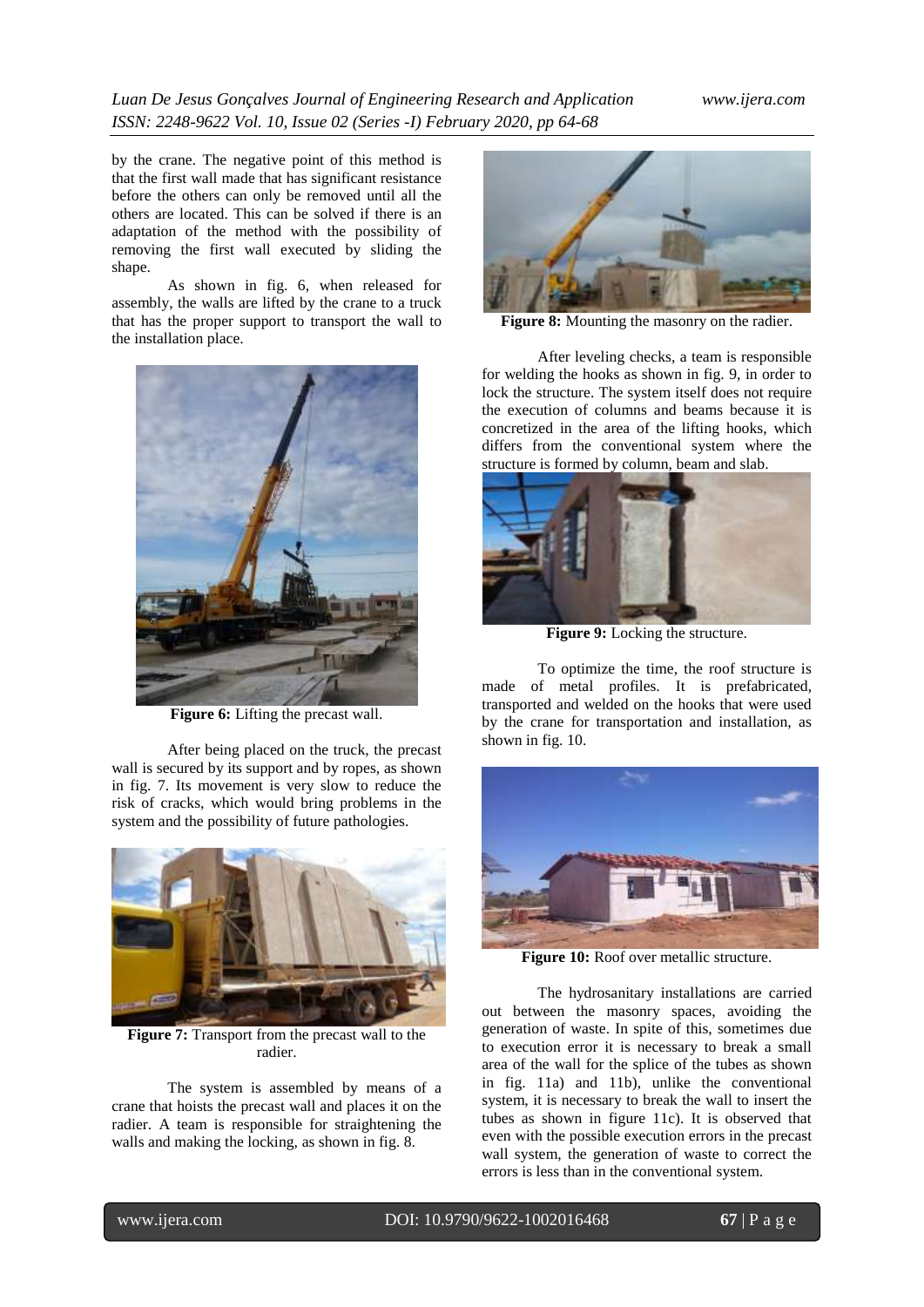by the crane. The negative point of this method is that the first wall made that has significant resistance before the others can only be removed until all the others are located. This can be solved if there is an adaptation of the method with the possibility of removing the first wall executed by sliding the shape.

As shown in fig. 6, when released for assembly, the walls are lifted by the crane to a truck that has the proper support to transport the wall to the installation place.

**Figure 6:** Lifting the precast wall.

After being placed on the truck, the precast wall is secured by its support and by ropes, as shown in fig. 7. Its movement is very slow to reduce the risk of cracks, which would bring problems in the system and the possibility of future pathologies.

**Figure 7:** Transport from the precast wall to the radier.

The system is assembled by means of a crane that hoists the precast wall and places it on the radier. A team is responsible for straightening the walls and making the locking, as shown in fig. 8.

**Figure 8:** Mounting the masonry on the radier.

After leveling checks, a team is responsible for welding the hooks as shown in fig. 9, in order to lock the structure. The system itself does not require the execution of columns and beams because it is concretized in the area of the lifting hooks, which differs from the conventional system where the structure is formed by column, beam and slab.

**Figure 9:** Locking the structure.

To optimize the time, the roof structure is made of metal profiles. It is prefabricated, transported and welded on the hooks that were used by the crane for transportation and installation, as shown in fig. 10.

**Figure 10:** Roof over metallic structure.

The hydrosanitary installations are carried out between the masonry spaces, avoiding the generation of waste. In spite of this, sometimes due to execution error it is necessary to break a small area of the wall for the splice of the tubes as shown in fig. 11a) and 11b), unlike the conventional system, it is necessary to break the wall to insert the tubes as shown in figure 11c). It is observed that even with the possible execution errors in the precast wall system, the generation of waste to correct the errors is less than in the conventional system.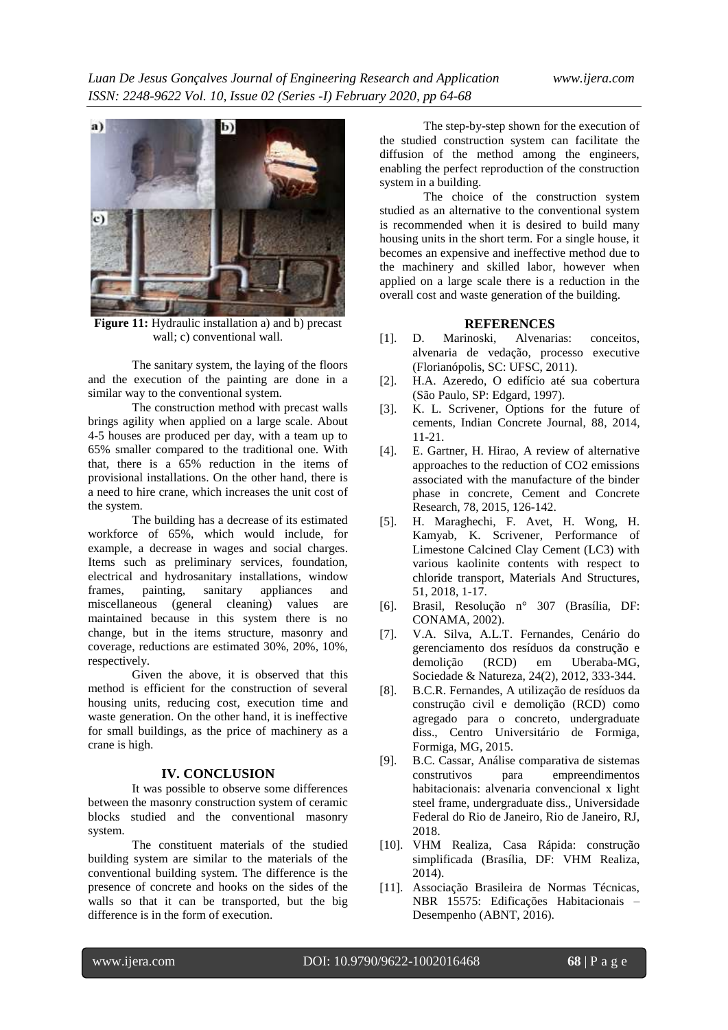**Figure 11:** Hydraulic installation a) and b) precast wall; c) conventional wall.

The sanitary system, the laying of the floors and the execution of the painting are done in a similar way to the conventional system.

The construction method with precast walls brings agility when applied on a large scale. About 4-5 houses are produced per day, with a team up to 65% smaller compared to the traditional one. With that, there is a 65% reduction in the items of provisional installations. On the other hand, there is a need to hire crane, which increases the unit cost of the system.

The building has a decrease of its estimated workforce of 65%, which would include, for example, a decrease in wages and social charges. Items such as preliminary services, foundation, electrical and hydrosanitary installations, window frames, painting, sanitary appliances and miscellaneous (general cleaning) values are maintained because in this system there is no change, but in the items structure, masonry and coverage, reductions are estimated 30%, 20%, 10%, respectively.

Given the above, it is observed that this method is efficient for the construction of several housing units, reducing cost, execution time and waste generation. On the other hand, it is ineffective for small buildings, as the price of machinery as a crane is high.

## IV. CONCLUSION

It was possible to observe some differences between the masonry construction system of ceramic blocks studied and the conventional masonry system.

The constituent materials of the studied building system are similar to the materials of the conventional building system. The difference is the presence of concrete and hooks on the sides of the walls so that it can be transported, but the big difference is in the form of execution.

The step-by-step shown for the execution of the studied construction system can facilitate the diffusion of the method among the engineers, enabling the perfect reproduction of the construction system in a building.

The choice of the construction system studied as an alternative to the conventional system is recommended when it is desired to build many housing units in the short term. For a single house, it becomes an expensive and ineffective method due to the machinery and skilled labor, however when applied on a large scale there is a reduction in the overall cost and waste generation of the building.

## REFERENCES

[1]. D. Marinoski, Alvenarias: conceitos, alvenaria de vedação, processo executive (Florianópolis, SC: UFSC, 2011).

[2]. H.A. Azeredo, O edifício até sua cobertura (São Paulo, SP: Edgard, 1997).

[3]. K. L. Scrivener, Options for the future of cements, Indian Concrete Journal, 88, 2014, 11-21.

[4]. E. Gartner, H. Hirao, A review of alternative approaches to the reduction of CO2 emissions associated with the manufacture of the binder phase in concrete, Cement and Concrete Research, 78, 2015, 126-142.

[5]. H. Maraghechi, F. Avet, H. Wong, H. Kamyab, K. Scrivener, Performance of Limestone Calcined Clay Cement (LC3) with various kaolinite contents with respect to chloride transport, Materials And Structures, 51, 2018, 1-17.

[6]. Brasil, Resolução n° 307 (Brasília, DF: CONAMA, 2002).

[7]. V.A. Silva, A.L.T. Fernandes, Cenário do gerenciamento dos resíduos da construção e demolição (RCD) em Uberaba-MG, Sociedade & Natureza, 24(2), 2012, 333-344.

[8]. B.C.R. Fernandes, A utilização de resíduos da construção civil e demolição (RCD) como agregado para o concreto, undergraduate diss., Centro Universitário de Formiga, Formiga, MG, 2015.

[9]. B.C. Cassar, Análise comparativa de sistemas construtivos para empreendimentos habitacionais: alvenaria convencional x light steel frame, undergraduate diss., Universidade Federal do Rio de Janeiro, Rio de Janeiro, RJ, 2018.

[10]. VHM Realiza, Casa Rápida: construção simplificada (Brasília, DF: VHM Realiza, 2014).

[11]. Associação Brasileira de Normas Técnicas, NBR 15575: Edificações Habitacionais – Desempenho (ABNT, 2016).